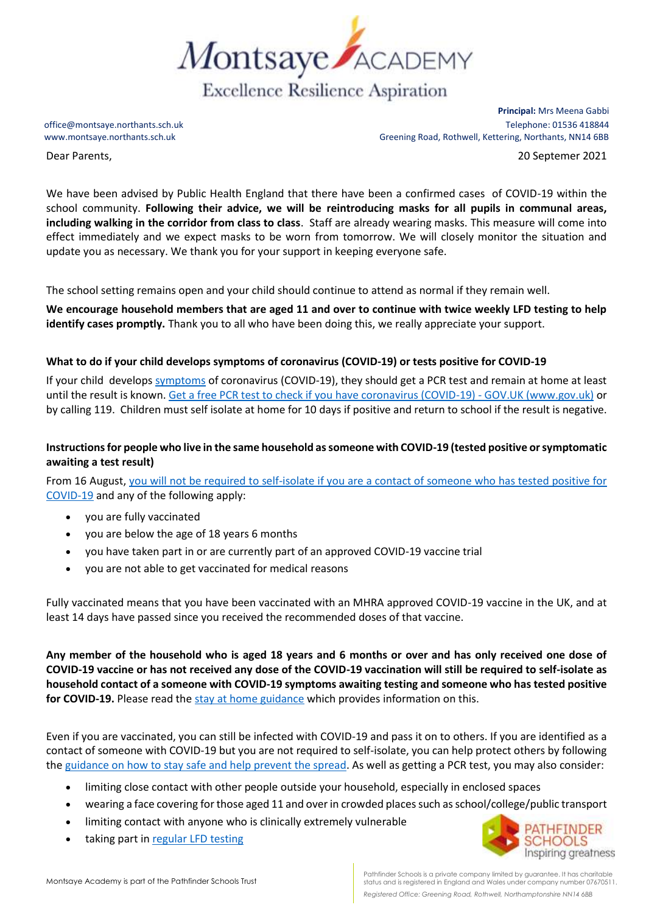Montsaye ACADEMY

Excellence Resilience Aspiration

office@montsaye.northants.sch.uk
www.montsaye.northants.sch.uk

**Principal:** Mrs Meena Gabbi
Telephone: 01536 418844
Greening Road, Rothwell, Kettering, Northants, NN14 6BB

Dear Parents,

20 Septemer 2021

We have been advised by Public Health England that there have been a confirmed cases of COVID-19 within the school community. **Following their advice, we will be reintroducing masks for all pupils in communal areas, including walking in the corridor from class to class**. Staff are already wearing masks. This measure will come into effect immediately and we expect masks to be worn from tomorrow. We will closely monitor the situation and update you as necessary. We thank you for your support in keeping everyone safe.

The school setting remains open and your child should continue to attend as normal if they remain well.

**We encourage household members that are aged 11 and over to continue with twice weekly LFD testing to help identify cases promptly.** Thank you to all who have been doing this, we really appreciate your support.

**What to do if your child develops symptoms of coronavirus (COVID-19) or tests positive for COVID-19**

If your child develops symptoms of coronavirus (COVID-19), they should get a PCR test and remain at home at least until the result is known. Get a free PCR test to check if you have coronavirus (COVID-19) - GOV.UK (www.gov.uk) or by calling 119. Children must self isolate at home for 10 days if positive and return to school if the result is negative.

**Instructions for people who live in the same household as someone with COVID-19 (tested positive or symptomatic awaiting a test result)**

From 16 August, you will not be required to self-isolate if you are a contact of someone who has tested positive for COVID-19 and any of the following apply:

- you are fully vaccinated
- you are below the age of 18 years 6 months
- you have taken part in or are currently part of an approved COVID-19 vaccine trial
- you are not able to get vaccinated for medical reasons

Fully vaccinated means that you have been vaccinated with an MHRA approved COVID-19 vaccine in the UK, and at least 14 days have passed since you received the recommended doses of that vaccine.

**Any member of the household who is aged 18 years and 6 months or over and has only received one dose of COVID-19 vaccine or has not received any dose of the COVID-19 vaccination will still be required to self-isolate as household contact of a someone with COVID-19 symptoms awaiting testing and someone who has tested positive for COVID-19.** Please read the stay at home guidance which provides information on this.

Even if you are vaccinated, you can still be infected with COVID-19 and pass it on to others. If you are identified as a contact of someone with COVID-19 but you are not required to self-isolate, you can help protect others by following the guidance on how to stay safe and help prevent the spread. As well as getting a PCR test, you may also consider:

- limiting close contact with other people outside your household, especially in enclosed spaces
- wearing a face covering for those aged 11 and over in crowded places such as school/college/public transport
- limiting contact with anyone who is clinically extremely vulnerable
- taking part in regular LFD testing

PATHFINDER SCHOOLS Inspiring greatness

Montsaye Academy is part of the Pathfinder Schools Trust

Pathfinder Schools is a private company limited by guarantee. It has charitable status and is registered in England and Wales under company number 07670511.
*Registered Office: Greening Road, Rothwell, Northamptonshire NN14 6BB*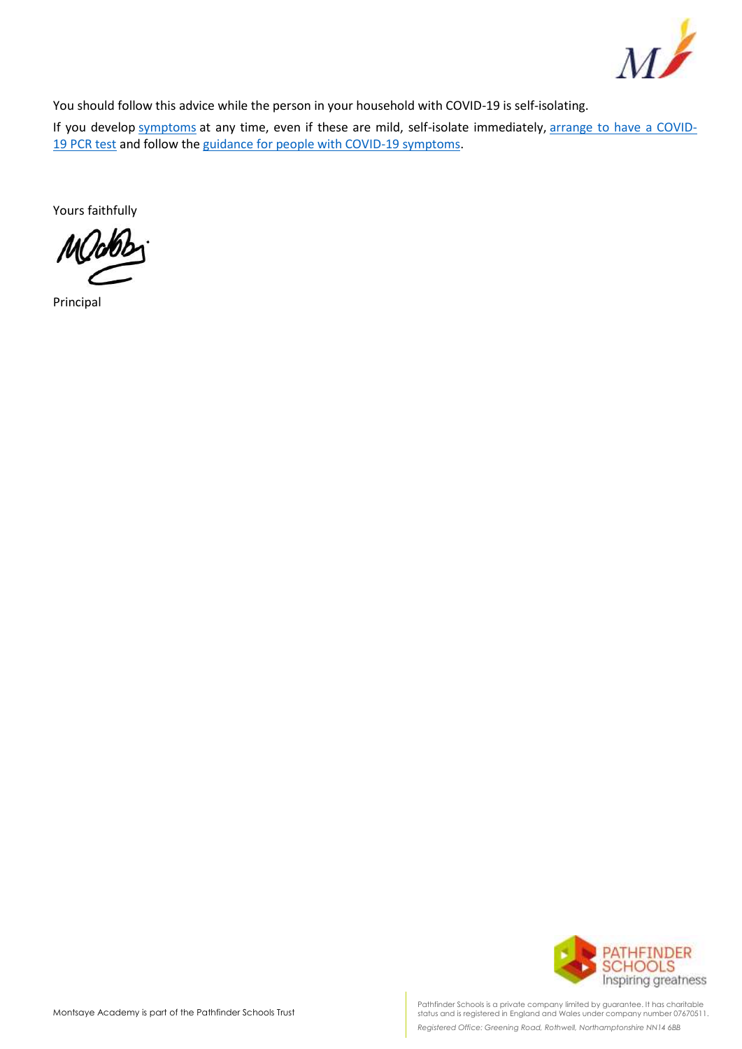You should follow this advice while the person in your household with COVID-19 is self-isolating.

If you develop symptoms at any time, even if these are mild, self-isolate immediately, arrange to have a COVID-19 PCR test and follow the guidance for people with COVID-19 symptoms.

Yours faithfully

Principal

Montsaye Academy is part of the Pathfinder Schools Trust

Pathfinder Schools is a private company limited by guarantee. It has charitable status and is registered in England and Wales under company number 07670511.

*Registered Office: Greening Road, Rothwell, Northamptonshire NN14 6BB*